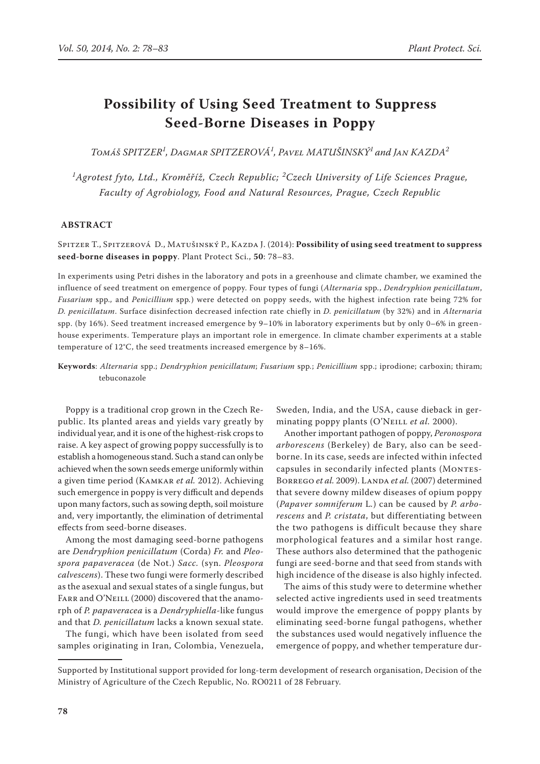# Possibility of Using Seed Treatment to Suppress Seed-Borne Diseases in Poppy

*Tomáš SPITZER[1], Dagmar SPITZEROVÁ[1], Pavel MATUŠINSKÝ[1] and Jan KAZDA[2]*

*[1]Agrotest fyto, Ltd., Kroměříž, Czech Republic; [2]Czech University of Life Sciences Prague, Faculty of Agrobiology, Food and Natural Resources, Prague, Czech Republic*

## ABSTRACT

Spitzer T., Spitzerová D., Matušinský P., Kazda J. (2014): **Possibility of using seed treatment to suppress seed-borne diseases in poppy**. Plant Protect Sci., **50**: 78–83.

In experiments using Petri dishes in the laboratory and pots in a greenhouse and climate chamber, we examined the influence of seed treatment on emergence of poppy. Four types of fungi (*Alternaria* spp., *Dendryphion penicillatum*, *Fusarium* spp., and *Penicillium* spp.) were detected on poppy seeds, with the highest infection rate being 72% for *D. penicillatum*. Surface disinfection decreased infection rate chiefly in *D. penicillatum* (by 32%) and in *Alternaria* spp. (by 16%). Seed treatment increased emergence by 9–10% in laboratory experiments but by only 0–6% in greenhouse experiments. Temperature plays an important role in emergence. In climate chamber experiments at a stable temperature of 12°C, the seed treatments increased emergence by 8–16%.

**Keywords**: *Alternaria* spp.; *Dendryphion penicillatum*; *Fusarium* spp.; *Penicillium* spp.; iprodione; carboxin; thiram; tebuconazole

Poppy is a traditional crop grown in the Czech Republic. Its planted areas and yields vary greatly by individual year, and it is one of the highest-risk crops to raise. A key aspect of growing poppy successfully is to establish a homogeneous stand. Such a stand can only be achieved when the sown seeds emerge uniformly within a given time period (Kamkar *et al.* 2012). Achieving such emergence in poppy is very difficult and depends upon many factors, such as sowing depth, soil moisture and, very importantly, the elimination of detrimental effects from seed-borne diseases.

Among the most damaging seed-borne pathogens are *Dendryphion penicillatum* (Corda) *Fr.* and *Pleospora papaveracea* (de Not.) *Sacc.* (syn. *Pleospora calvescens*). These two fungi were formerly described as the asexual and sexual states of a single fungus, but Farr and O'Neill (2000) discovered that the anamorph of *P. papaveracea* is a *Dendryphiella*-like fungus and that *D. penicillatum* lacks a known sexual state.

The fungi, which have been isolated from seed samples originating in Iran, Colombia, Venezuela, Sweden, India, and the USA, cause dieback in germinating poppy plants (O'Neill *et al.* 2000).

Another important pathogen of poppy, *Peronospora arborescens* (Berkeley) de Bary, also can be seed-borne. In its case, seeds are infected within infected capsules in secondarily infected plants (Montes-Borrego *et al.* 2009). Landa *et al.* (2007) determined that severe downy mildew diseases of opium poppy (*Papaver somniferum* L.) can be caused by *P. arborescens* and *P. cristata*, but differentiating between the two pathogens is difficult because they share morphological features and a similar host range. These authors also determined that the pathogenic fungi are seed-borne and that seed from stands with high incidence of the disease is also highly infected.

The aims of this study were to determine whether selected active ingredients used in seed treatments would improve the emergence of poppy plants by eliminating seed-borne fungal pathogens, whether the substances used would negatively influence the emergence of poppy, and whether temperature dur-

Supported by Institutional support provided for long-term development of research organisation, Decision of the Ministry of Agriculture of the Czech Republic, No. RO0211 of 28 February.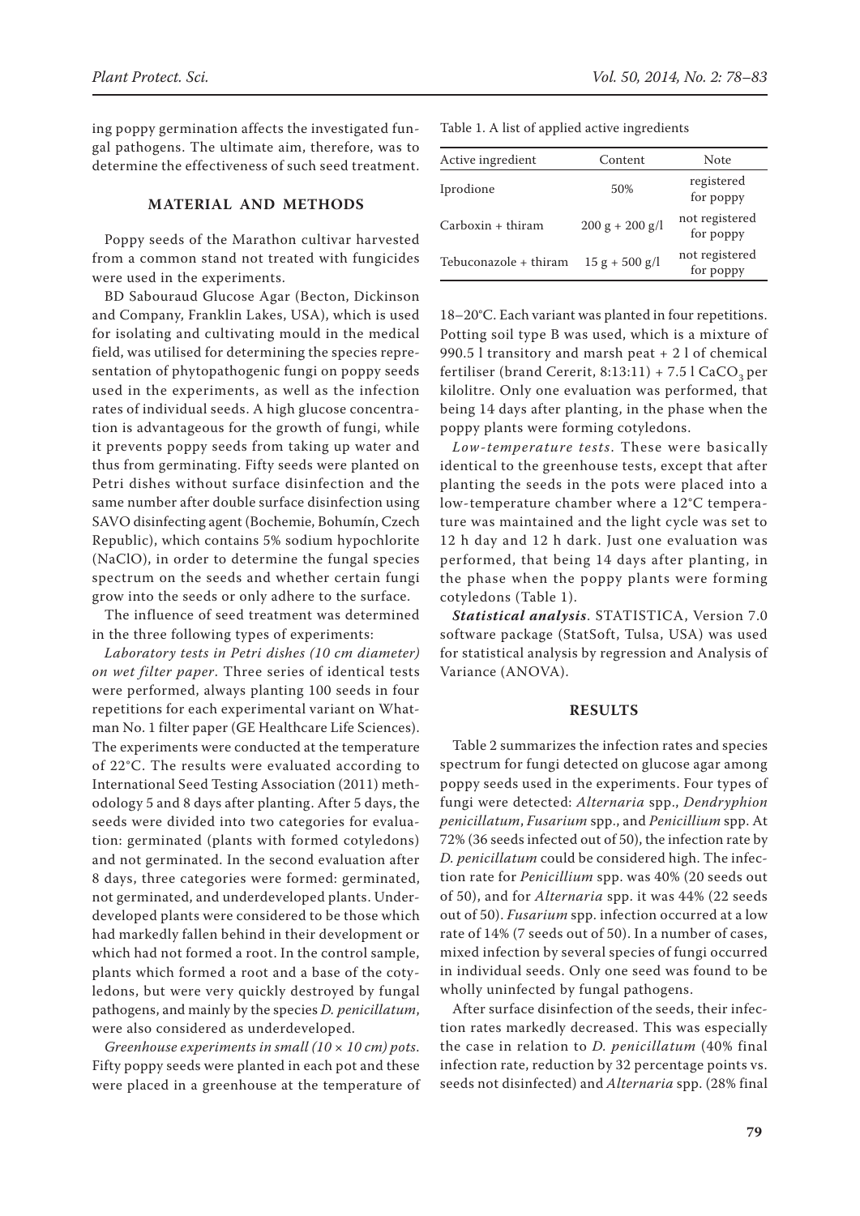ing poppy germination affects the investigated fungal pathogens. The ultimate aim, therefore, was to determine the effectiveness of such seed treatment.

## MATERIAL AND METHODS

Poppy seeds of the Marathon cultivar harvested from a common stand not treated with fungicides were used in the experiments.

BD Sabouraud Glucose Agar (Becton, Dickinson and Company, Franklin Lakes, USA), which is used for isolating and cultivating mould in the medical field, was utilised for determining the species representation of phytopathogenic fungi on poppy seeds used in the experiments, as well as the infection rates of individual seeds. A high glucose concentration is advantageous for the growth of fungi, while it prevents poppy seeds from taking up water and thus from germinating. Fifty seeds were planted on Petri dishes without surface disinfection and the same number after double surface disinfection using SAVO disinfecting agent (Bochemie, Bohumín, Czech Republic), which contains 5% sodium hypochlorite (NaClO), in order to determine the fungal species spectrum on the seeds and whether certain fungi grow into the seeds or only adhere to the surface.

The influence of seed treatment was determined in the three following types of experiments:

*Laboratory tests in Petri dishes (10 cm diameter) on wet filter paper*. Three series of identical tests were performed, always planting 100 seeds in four repetitions for each experimental variant on Whatman No. 1 filter paper (GE Healthcare Life Sciences). The experiments were conducted at the temperature of 22°C. The results were evaluated according to International Seed Testing Association (2011) methodology 5 and 8 days after planting. After 5 days, the seeds were divided into two categories for evaluation: germinated (plants with formed cotyledons) and not germinated. In the second evaluation after 8 days, three categories were formed: germinated, not germinated, and underdeveloped plants. Underdeveloped plants were considered to be those which had markedly fallen behind in their development or which had not formed a root. In the control sample, plants which formed a root and a base of the cotyledons, but were very quickly destroyed by fungal pathogens, and mainly by the species *D. penicillatum*, were also considered as underdeveloped.

*Greenhouse experiments in small (10 × 10 cm) pots*. Fifty poppy seeds were planted in each pot and these were placed in a greenhouse at the temperature of 18–20°C. Each variant was planted in four repetitions. Potting soil type B was used, which is a mixture of 990.5 l transitory and marsh peat + 2 l of chemical fertiliser (brand Cererit, 8:13:11) + 7.5 l $CaCO_3$ per kilolitre. Only one evaluation was performed, that being 14 days after planting, in the phase when the poppy plants were forming cotyledons.

Table 1. A list of applied active ingredients

| Active ingredient | Content | Note |
|---|---|---|
| Iprodione | 50% | registered for poppy |
| Carboxin + thiram | 200 g + 200 g/l | not registered for poppy |
| Tebuconazole + thiram | 15 g + 500 g/l | not registered for poppy |

*Low-temperature tests*. These were basically identical to the greenhouse tests, except that after planting the seeds in the pots were placed into a low-temperature chamber where a 12°C temperature was maintained and the light cycle was set to 12 h day and 12 h dark. Just one evaluation was performed, that being 14 days after planting, in the phase when the poppy plants were forming cotyledons (Table 1).

*Statistical analysis*. STATISTICA, Version 7.0 software package (StatSoft, Tulsa, USA) was used for statistical analysis by regression and Analysis of Variance (ANOVA).

## RESULTS

Table 2 summarizes the infection rates and species spectrum for fungi detected on glucose agar among poppy seeds used in the experiments. Four types of fungi were detected: *Alternaria* spp., *Dendryphion penicillatum*, *Fusarium* spp., and *Penicillium* spp. At 72% (36 seeds infected out of 50), the infection rate by *D. penicillatum* could be considered high. The infection rate for *Penicillium* spp. was 40% (20 seeds out of 50), and for *Alternaria* spp. it was 44% (22 seeds out of 50). *Fusarium* spp. infection occurred at a low rate of 14% (7 seeds out of 50). In a number of cases, mixed infection by several species of fungi occurred in individual seeds. Only one seed was found to be wholly uninfected by fungal pathogens.

After surface disinfection of the seeds, their infection rates markedly decreased. This was especially the case in relation to *D. penicillatum* (40% final infection rate, reduction by 32 percentage points vs. seeds not disinfected) and *Alternaria* spp. (28% final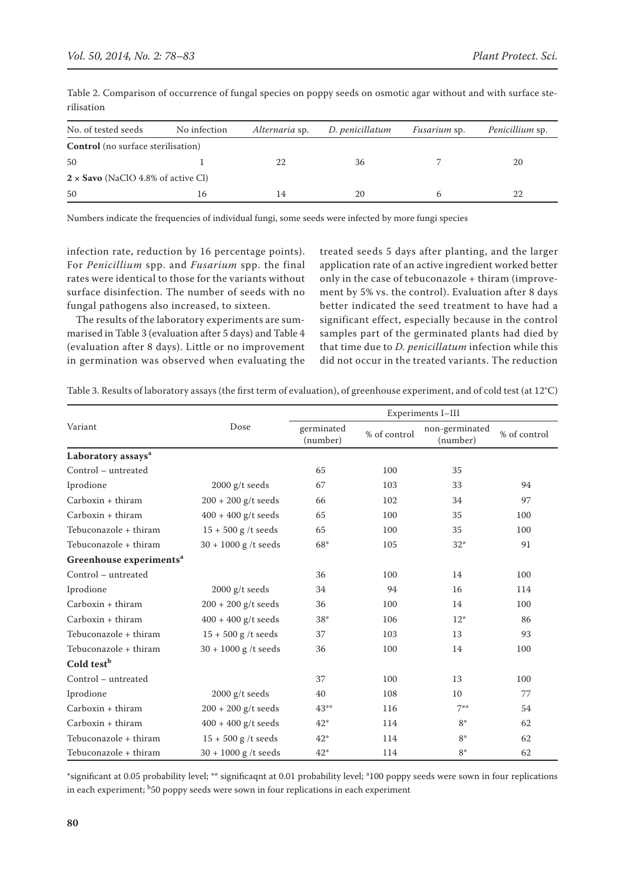Table 2. Comparison of occurrence of fungal species on poppy seeds on osmotic agar without and with surface sterilisation

| No. of tested seeds | No infection | *Alternaria* sp. | *D. penicillatum* | *Fusarium* sp. | *Penicillium* sp. |
|---|---|---|---|---|---|
| **Control** (no surface sterilisation) | | | | | |
| 50 | 1 | 22 | 36 | 7 | 20 |
| **2 × Savo** (NaClO 4.8% of active Cl) | | | | | |
| 50 | 16 | 14 | 20 | 6 | 22 |

Numbers indicate the frequencies of individual fungi, some seeds were infected by more fungi species

infection rate, reduction by 16 percentage points). For *Penicillium* spp. and *Fusarium* spp. the final rates were identical to those for the variants without surface disinfection. The number of seeds with no fungal pathogens also increased, to sixteen.

The results of the laboratory experiments are summarised in Table 3 (evaluation after 5 days) and Table 4 (evaluation after 8 days). Little or no improvement in germination was observed when evaluating the treated seeds 5 days after planting, and the larger application rate of an active ingredient worked better only in the case of tebuconazole + thiram (improvement by 5% vs. the control). Evaluation after 8 days better indicated the seed treatment to have had a significant effect, especially because in the control samples part of the germinated plants had died by that time due to *D. penicillatum* infection while this did not occur in the treated variants. The reduction

Table 3. Results of laboratory assays (the first term of evaluation), of greenhouse experiment, and of cold test (at 12°C)

| Variant | Dose | Experiments I–III | | | |
|---|---|---|---|---|---|
| | | germinated (number) | % of control | non-germinated (number) | % of control |
| **Laboratory assays[a]** | | | | | |
| Control – untreated | | 65 | 100 | 35 | |
| Iprodione | 2000 g/t seeds | 67 | 103 | 33 | 94 |
| Carboxin + thiram | 200 + 200 g/t seeds | 66 | 102 | 34 | 97 |
| Carboxin + thiram | 400 + 400 g/t seeds | 65 | 100 | 35 | 100 |
| Tebuconazole + thiram | 15 + 500 g /t seeds | 65 | 100 | 35 | 100 |
| Tebuconazole + thiram | 30 + 1000 g /t seeds | 68* | 105 | 32* | 91 |
| **Greenhouse experiments[a]** | | | | | |
| Control – untreated | | 36 | 100 | 14 | 100 |
| Iprodione | 2000 g/t seeds | 34 | 94 | 16 | 114 |
| Carboxin + thiram | 200 + 200 g/t seeds | 36 | 100 | 14 | 100 |
| Carboxin + thiram | 400 + 400 g/t seeds | 38* | 106 | 12* | 86 |
| Tebuconazole + thiram | 15 + 500 g /t seeds | 37 | 103 | 13 | 93 |
| Tebuconazole + thiram | 30 + 1000 g /t seeds | 36 | 100 | 14 | 100 |
| **Cold test[b]** | | | | | |
| Control – untreated | | 37 | 100 | 13 | 100 |
| Iprodione | 2000 g/t seeds | 40 | 108 | 10 | 77 |
| Carboxin + thiram | 200 + 200 g/t seeds | 43** | 116 | 7** | 54 |
| Carboxin + thiram | 400 + 400 g/t seeds | 42* | 114 | 8* | 62 |
| Tebuconazole + thiram | 15 + 500 g /t seeds | 42* | 114 | 8* | 62 |
| Tebuconazole + thiram | 30 + 1000 g /t seeds | 42* | 114 | 8* | 62 |

*significant at 0.05 probability level; ** significaqnt at 0.01 probability level; [a]100 poppy seeds were sown in four replications in each experiment; [b]50 poppy seeds were sown in four replications in each experiment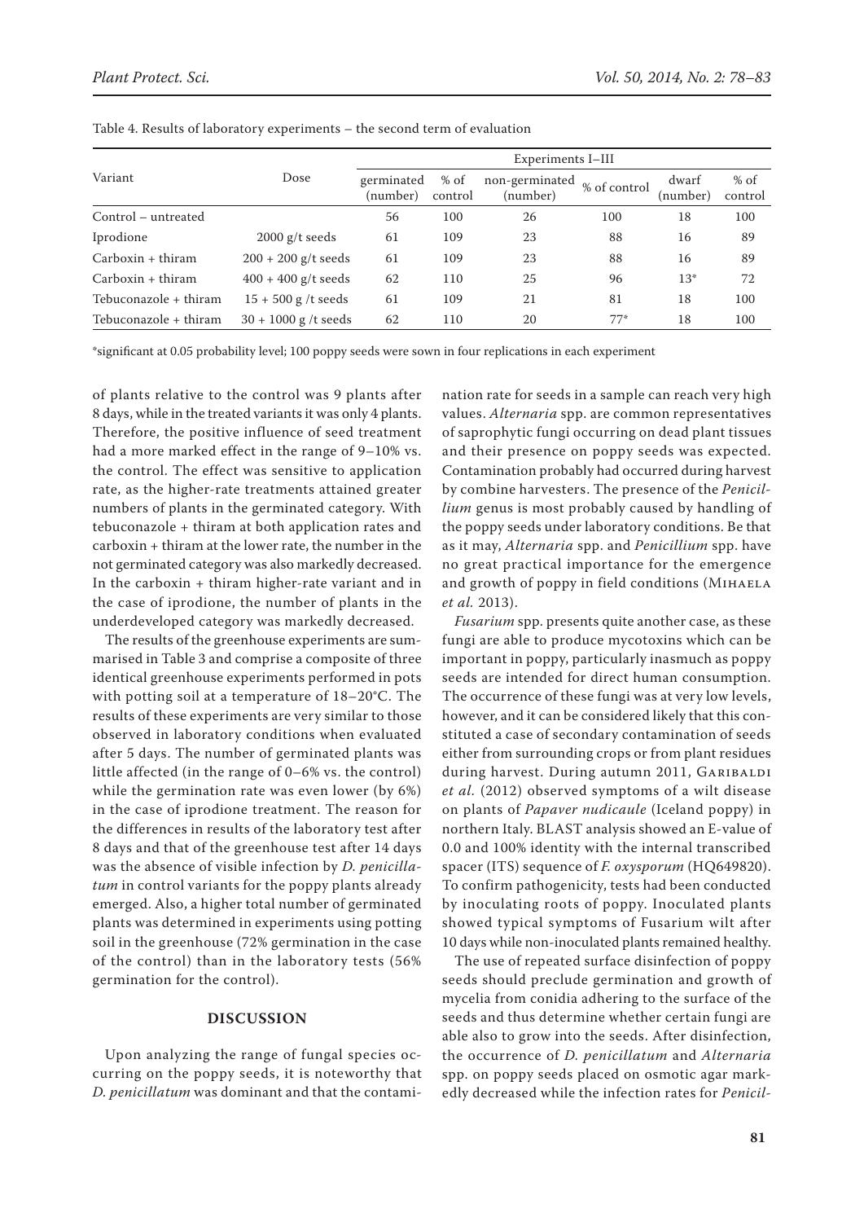Table 4. Results of laboratory experiments – the second term of evaluation

| Variant | Dose | Experiments I–III | | | | | |
|---|---|---|---|---|---|---|---|
| | | germinated (number) | % of control | non-germinated (number) | % of control | dwarf (number) | % of control |
| Control – untreated | | 56 | 100 | 26 | 100 | 18 | 100 |
| Iprodione | 2000 g/t seeds | 61 | 109 | 23 | 88 | 16 | 89 |
| Carboxin + thiram | 200 + 200 g/t seeds | 61 | 109 | 23 | 88 | 16 | 89 |
| Carboxin + thiram | 400 + 400 g/t seeds | 62 | 110 | 25 | 96 | 13* | 72 |
| Tebuconazole + thiram | 15 + 500 g /t seeds | 61 | 109 | 21 | 81 | 18 | 100 |
| Tebuconazole + thiram | 30 + 1000 g /t seeds | 62 | 110 | 20 | 77* | 18 | 100 |

*significant at 0.05 probability level; 100 poppy seeds were sown in four replications in each experiment

of plants relative to the control was 9 plants after 8 days, while in the treated variants it was only 4 plants. Therefore, the positive influence of seed treatment had a more marked effect in the range of 9–10% vs. the control. The effect was sensitive to application rate, as the higher-rate treatments attained greater numbers of plants in the germinated category. With tebuconazole + thiram at both application rates and carboxin + thiram at the lower rate, the number in the not germinated category was also markedly decreased. In the carboxin + thiram higher-rate variant and in the case of iprodione, the number of plants in the underdeveloped category was markedly decreased.

The results of the greenhouse experiments are summarised in Table 3 and comprise a composite of three identical greenhouse experiments performed in pots with potting soil at a temperature of 18–20°C. The results of these experiments are very similar to those observed in laboratory conditions when evaluated after 5 days. The number of germinated plants was little affected (in the range of 0–6% vs. the control) while the germination rate was even lower (by 6%) in the case of iprodione treatment. The reason for the differences in results of the laboratory test after 8 days and that of the greenhouse test after 14 days was the absence of visible infection by *D. penicillatum* in control variants for the poppy plants already emerged. Also, a higher total number of germinated plants was determined in experiments using potting soil in the greenhouse (72% germination in the case of the control) than in the laboratory tests (56% germination for the control).

## DISCUSSION

Upon analyzing the range of fungal species occurring on the poppy seeds, it is noteworthy that *D. penicillatum* was dominant and that the contamination rate for seeds in a sample can reach very high values. *Alternaria* spp. are common representatives of saprophytic fungi occurring on dead plant tissues and their presence on poppy seeds was expected. Contamination probably had occurred during harvest by combine harvesters. The presence of the *Penicillium* genus is most probably caused by handling of the poppy seeds under laboratory conditions. Be that as it may, *Alternaria* spp. and *Penicillium* spp. have no great practical importance for the emergence and growth of poppy in field conditions (Mihaela *et al.* 2013).

*Fusarium* spp. presents quite another case, as these fungi are able to produce mycotoxins which can be important in poppy, particularly inasmuch as poppy seeds are intended for direct human consumption. The occurrence of these fungi was at very low levels, however, and it can be considered likely that this constituted a case of secondary contamination of seeds either from surrounding crops or from plant residues during harvest. During autumn 2011, Garibaldi *et al.* (2012) observed symptoms of a wilt disease on plants of *Papaver nudicaule* (Iceland poppy) in northern Italy. BLAST analysis showed an E-value of 0.0 and 100% identity with the internal transcribed spacer (ITS) sequence of *F. oxysporum* (HQ649820). To confirm pathogenicity, tests had been conducted by inoculating roots of poppy. Inoculated plants showed typical symptoms of Fusarium wilt after 10 days while non-inoculated plants remained healthy.

The use of repeated surface disinfection of poppy seeds should preclude germination and growth of mycelia from conidia adhering to the surface of the seeds and thus determine whether certain fungi are able also to grow into the seeds. After disinfection, the occurrence of *D. penicillatum* and *Alternaria* spp. on poppy seeds placed on osmotic agar markedly decreased while the infection rates for *Penicil-*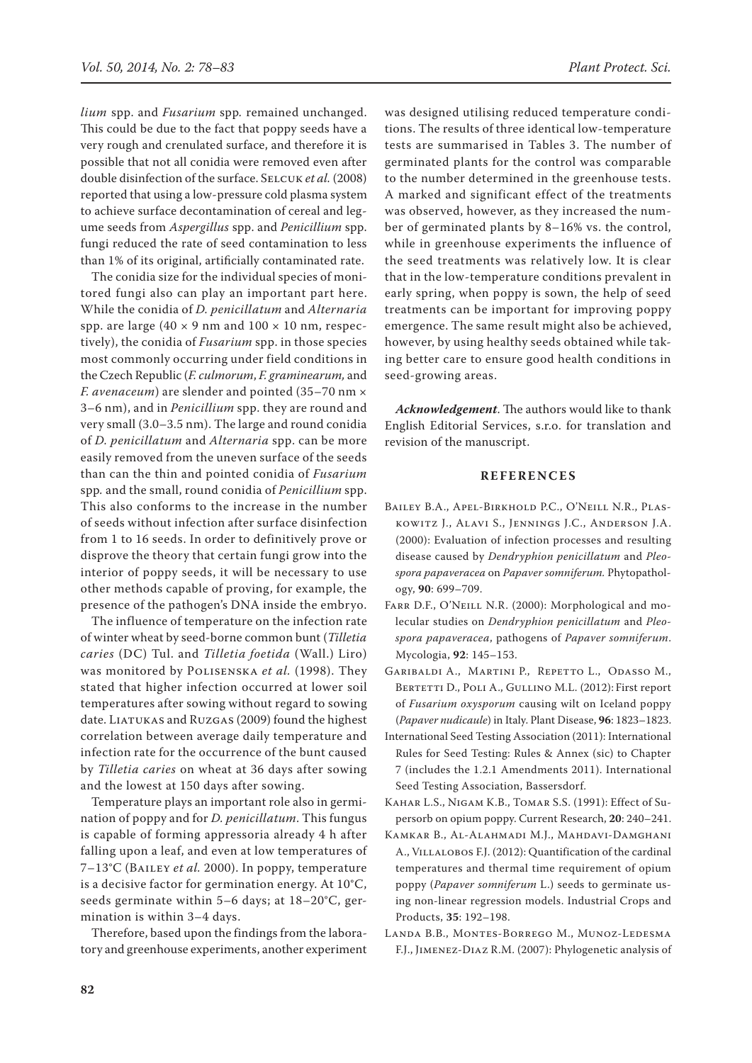*lium* spp. and *Fusarium* spp. remained unchanged. This could be due to the fact that poppy seeds have a very rough and crenulated surface, and therefore it is possible that not all conidia were removed even after double disinfection of the surface. Selcuk *et al.* (2008) reported that using a low-pressure cold plasma system to achieve surface decontamination of cereal and legume seeds from *Aspergillus* spp. and *Penicillium* spp. fungi reduced the rate of seed contamination to less than 1% of its original, artificially contaminated rate.

The conidia size for the individual species of monitored fungi also can play an important part here. While the conidia of *D. penicillatum* and *Alternaria* spp. are large (40 × 9 nm and 100 × 10 nm, respectively), the conidia of *Fusarium* spp. in those species most commonly occurring under field conditions in the Czech Republic (*F. culmorum*, *F. graminearum,* and *F. avenaceum*) are slender and pointed (35–70 nm × 3–6 nm), and in *Penicillium* spp. they are round and very small (3.0–3.5 nm). The large and round conidia of *D. penicillatum* and *Alternaria* spp. can be more easily removed from the uneven surface of the seeds than can the thin and pointed conidia of *Fusarium* spp. and the small, round conidia of *Penicillium* spp. This also conforms to the increase in the number of seeds without infection after surface disinfection from 1 to 16 seeds. In order to definitively prove or disprove the theory that certain fungi grow into the interior of poppy seeds, it will be necessary to use other methods capable of proving, for example, the presence of the pathogen's DNA inside the embryo.

The influence of temperature on the infection rate of winter wheat by seed-borne common bunt (*Tilletia caries* (DC) Tul. and *Tilletia foetida* (Wall.) Liro) was monitored by Polisenska *et al.* (1998). They stated that higher infection occurred at lower soil temperatures after sowing without regard to sowing date. Liatukas and Ruzgas (2009) found the highest correlation between average daily temperature and infection rate for the occurrence of the bunt caused by *Tilletia caries* on wheat at 36 days after sowing and the lowest at 150 days after sowing.

Temperature plays an important role also in germination of poppy and for *D. penicillatum*. This fungus is capable of forming appressoria already 4 h after falling upon a leaf, and even at low temperatures of 7–13°C (Bailey *et al.* 2000). In poppy, temperature is a decisive factor for germination energy. At 10°C, seeds germinate within 5–6 days; at 18–20°C, germination is within 3–4 days.

Therefore, based upon the findings from the laboratory and greenhouse experiments, another experiment was designed utilising reduced temperature conditions. The results of three identical low-temperature tests are summarised in Tables 3. The number of germinated plants for the control was comparable to the number determined in the greenhouse tests. A marked and significant effect of the treatments was observed, however, as they increased the number of germinated plants by 8–16% vs. the control, while in greenhouse experiments the influence of the seed treatments was relatively low. It is clear that in the low-temperature conditions prevalent in early spring, when poppy is sown, the help of seed treatments can be important for improving poppy emergence. The same result might also be achieved, however, by using healthy seeds obtained while taking better care to ensure good health conditions in seed-growing areas.

***Acknowledgement***. The authors would like to thank English Editorial Services, s.r.o. for translation and revision of the manuscript.

## References

Bailey B.A., Apel-Birkhold P.C., O'Neill N.R., Plaskowitz J., Alavi S., Jennings J.C., Anderson J.A. (2000): Evaluation of infection processes and resulting disease caused by *Dendryphion penicillatum* and *Pleospora papaveracea* on *Papaver somniferum.* Phytopathology, **90**: 699–709.

Farr D.F., O'Neill N.R. (2000): Morphological and molecular studies on *Dendryphion penicillatum* and *Pleospora papaveracea*, pathogens of *Papaver somniferum*. Mycologia, **92**: 145–153.

Garibaldi A., Martini P., Repetto L., Odasso M., Bertetti D., Poli A., Gullino M.L. (2012): First report of *Fusarium oxysporum* causing wilt on Iceland poppy (*Papaver nudicaule*) in Italy. Plant Disease, **96**: 1823–1823.

International Seed Testing Association (2011): International Rules for Seed Testing: Rules & Annex (sic) to Chapter 7 (includes the 1.2.1 Amendments 2011). International Seed Testing Association, Bassersdorf.

Kahar L.S., Nigam K.B., Tomar S.S. (1991): Effect of Supersorb on opium poppy. Current Research, **20**: 240–241.

Kamkar B., Al-Alahmadi M.J., Mahdavi-Damghani A., Villalobos F.J. (2012): Quantification of the cardinal temperatures and thermal time requirement of opium poppy (*Papaver somniferum* L.) seeds to germinate using non-linear regression models. Industrial Crops and Products, **35**: 192–198.

Landa B.B., Montes-Borrego M., Munoz-Ledesma F.J., Jimenez-Diaz R.M. (2007): Phylogenetic analysis of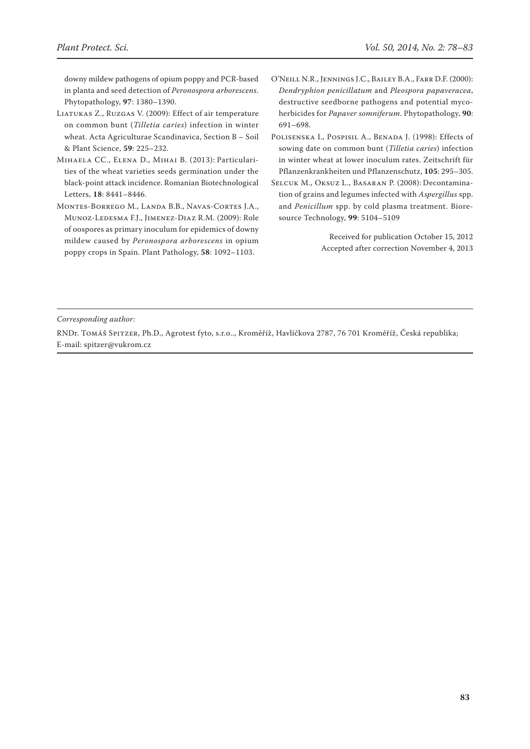downy mildew pathogens of opium poppy and PCR-based in planta and seed detection of *Peronospora arborescens*. Phytopathology, **97**: 1380–1390.

Liatukas Z., Ruzgas V. (2009): Effect of air temperature on common bunt (*Tilletia caries*) infection in winter wheat. Acta Agriculturae Scandinavica, Section B – Soil & Plant Science, **59**: 225–232.

Mihaela CC., Elena D., Mihai B. (2013): Particularities of the wheat varieties seeds germination under the black-point attack incidence. Romanian Biotechnological Letters, **18**: 8441–8446.

Montes-Borrego M., Landa B.B., Navas-Cortes J.A., Munoz-Ledesma F.J., Jimenez-Diaz R.M. (2009): Role of oospores as primary inoculum for epidemics of downy mildew caused by *Peronospora arborescens* in opium poppy crops in Spain. Plant Pathology, **58**: 1092–1103.

O'Neill N.R., Jennings J.C., Bailey B.A., Farr D.F. (2000): *Dendryphion penicillatum* and *Pleospora papaveracea*, destructive seedborne pathogens and potential mycoherbicides for *Papaver somniferum*. Phytopathology, **90**: 691–698.

Polisenska I., Pospisil A., Benada J. (1998): Effects of sowing date on common bunt (*Tilletia caries*) infection in winter wheat at lower inoculum rates. Zeitschrift für Pflanzenkrankheiten und Pflanzenschutz, **105**: 295–305.

Selcuk M., Oksuz L., Basaran P. (2008): Decontamination of grains and legumes infected with *Aspergillus* spp. and *Penicillum* spp. by cold plasma treatment. Bioresource Technology, **99**: 5104–5109

Received for publication October 15, 2012
Accepted after correction November 4, 2013

*Corresponding author:*

RNDr. Tomáš Spitzer, Ph.D., Agrotest fyto, s.r.o.., Kroměříž, Havlíčkova 2787, 76 701 Kroměříž, Česká republika; E-mail: spitzer@vukrom.cz